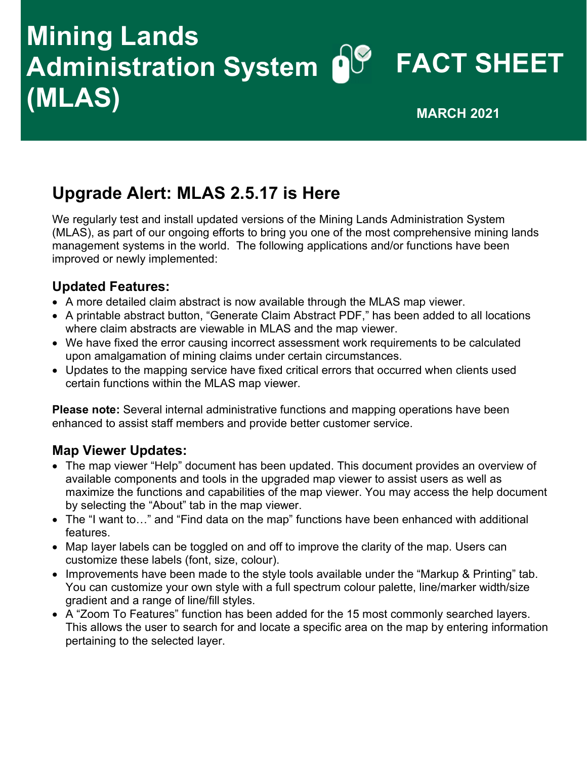# Mining Lands Administration System (MLAS)

# FACT SHEET

**MARCH 2021**

## Upgrade Alert: MLAS 2.5.17 is Here

We regularly test and install updated versions of the Mining Lands Administration System (MLAS), as part of our ongoing efforts to bring you one of the most comprehensive mining lands management systems in the world. The following applications and/or functions have been improved or newly implemented:

### Updated Features:

- A more detailed claim abstract is now available through the MLAS map viewer.
- A printable abstract button, "Generate Claim Abstract PDF," has been added to all locations where claim abstracts are viewable in MLAS and the map viewer.
- We have fixed the error causing incorrect assessment work requirements to be calculated upon amalgamation of mining claims under certain circumstances.
- Updates to the mapping service have fixed critical errors that occurred when clients used certain functions within the MLAS map viewer.

**Please note:** Several internal administrative functions and mapping operations have been enhanced to assist staff members and provide better customer service.

### Map Viewer Updates:

- The map viewer "Help" document has been updated. This document provides an overview of available components and tools in the upgraded map viewer to assist users as well as maximize the functions and capabilities of the map viewer. You may access the help document by selecting the "About" tab in the map viewer.
- The "I want to…" and "Find data on the map" functions have been enhanced with additional features.
- Map layer labels can be toggled on and off to improve the clarity of the map. Users can customize these labels (font, size, colour).
- Improvements have been made to the style tools available under the "Markup & Printing" tab. You can customize your own style with a full spectrum colour palette, line/marker width/size gradient and a range of line/fill styles.
- A "Zoom To Features" function has been added for the 15 most commonly searched layers. This allows the user to search for and locate a specific area on the map by entering information pertaining to the selected layer.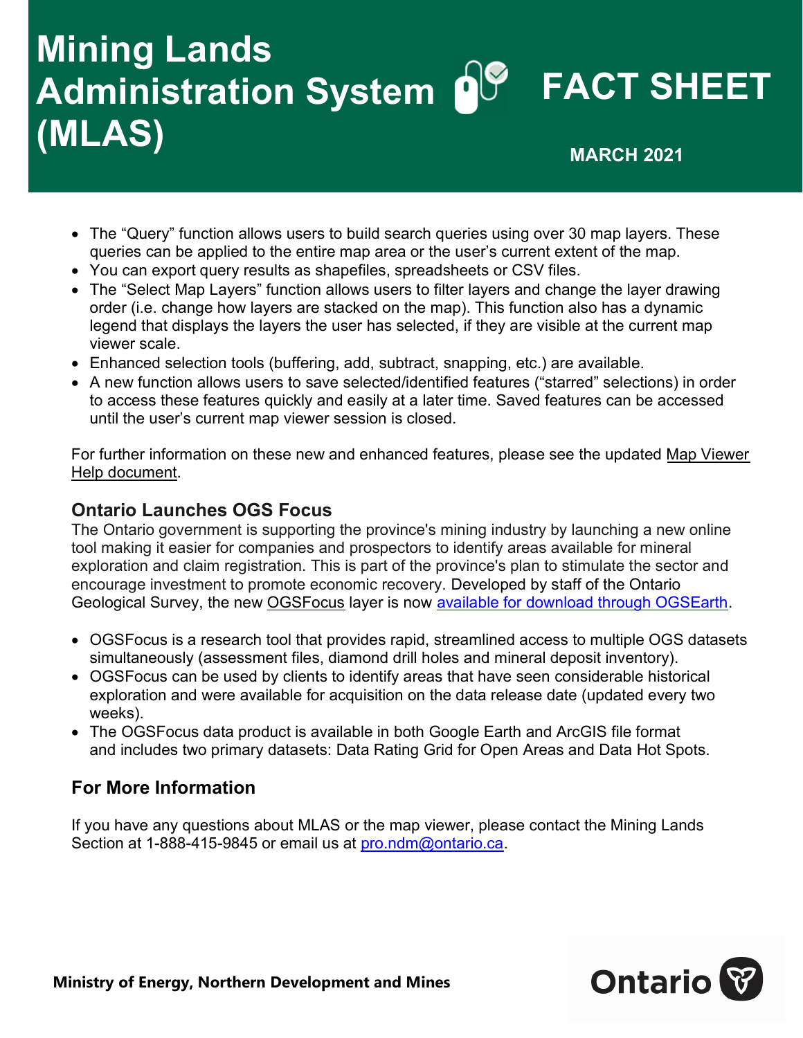- The "Query" function allows users to build search queries using over 30 map layers. These queries can be applied to the entire map area or the user's current extent of the map.
- You can export query results as shapefiles, spreadsheets or CSV files.
- The "Select Map Layers" function allows users to filter layers and change the layer drawing order (i.e. change how layers are stacked on the map). This function also has a dynamic legend that displays the layers the user has selected, if they are visible at the current map viewer scale.
- Enhanced selection tools (buffering, add, subtract, snapping, etc.) are available.
- A new function allows users to save selected/identified features ("starred" selections) in order to access these features quickly and easily at a later time. Saved features can be accessed until the user's current map viewer session is closed.

For further information on these new and enhanced features, please see the updated Map Viewer Help document.

## Ontario Launches OGS Focus

The Ontario government is supporting the province's mining industry by launching a new online tool making it easier for companies and prospectors to identify areas available for mineral exploration and claim registration. This is part of the province's plan to stimulate the sector and encourage investment to promote economic recovery. Developed by staff of the Ontario Geological Survey, the new OGSFocus layer is now available for download through OGSEarth.

- OGSFocus is a research tool that provides rapid, streamlined access to multiple OGS datasets simultaneously (assessment files, diamond drill holes and mineral deposit inventory).
- OGSFocus can be used by clients to identify areas that have seen considerable historical exploration and were available for acquisition on the data release date (updated every two weeks).
- The OGSFocus data product is available in both Google Earth and ArcGIS file format and includes two primary datasets: Data Rating Grid for Open Areas and Data Hot Spots.

## For More Information

If you have any questions about MLAS or the map viewer, please contact the Mining Lands Section at 1-888-415-9845 or email us at pro.ndm@ontario.ca.

**Ministry of Energy, Northern Development and Mines**